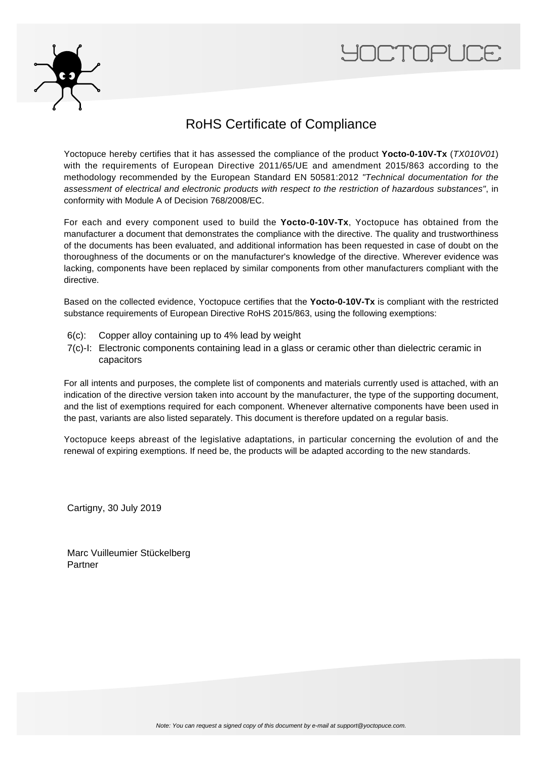# RoHS Certificate of Compliance

Yoctopuce hereby certifies that it has assessed the compliance of the product **Yocto-0-10V-Tx** (*TX010V01*) with the requirements of European Directive 2011/65/UE and amendment 2015/863 according to the methodology recommended by the European Standard EN 50581:2012 *"Technical documentation for the assessment of electrical and electronic products with respect to the restriction of hazardous substances"*, in conformity with Module A of Decision 768/2008/EC.

For each and every component used to build the **Yocto-0-10V-Tx**, Yoctopuce has obtained from the manufacturer a document that demonstrates the compliance with the directive. The quality and trustworthiness of the documents has been evaluated, and additional information has been requested in case of doubt on the thoroughness of the documents or on the manufacturer's knowledge of the directive. Wherever evidence was lacking, components have been replaced by similar components from other manufacturers compliant with the directive.

Based on the collected evidence, Yoctopuce certifies that the **Yocto-0-10V-Tx** is compliant with the restricted substance requirements of European Directive RoHS 2015/863, using the following exemptions:

- 6(c): Copper alloy containing up to 4% lead by weight
- 7(c)-I: Electronic components containing lead in a glass or ceramic other than dielectric ceramic in capacitors

For all intents and purposes, the complete list of components and materials currently used is attached, with an indication of the directive version taken into account by the manufacturer, the type of the supporting document, and the list of exemptions required for each component. Whenever alternative components have been used in the past, variants are also listed separately. This document is therefore updated on a regular basis.

Yoctopuce keeps abreast of the legislative adaptations, in particular concerning the evolution of and the renewal of expiring exemptions. If need be, the products will be adapted according to the new standards.

Cartigny, 30 July 2019

Marc Vuilleumier Stückelberg
Partner

*Note: You can request a signed copy of this document by e-mail at support@yoctopuce.com.*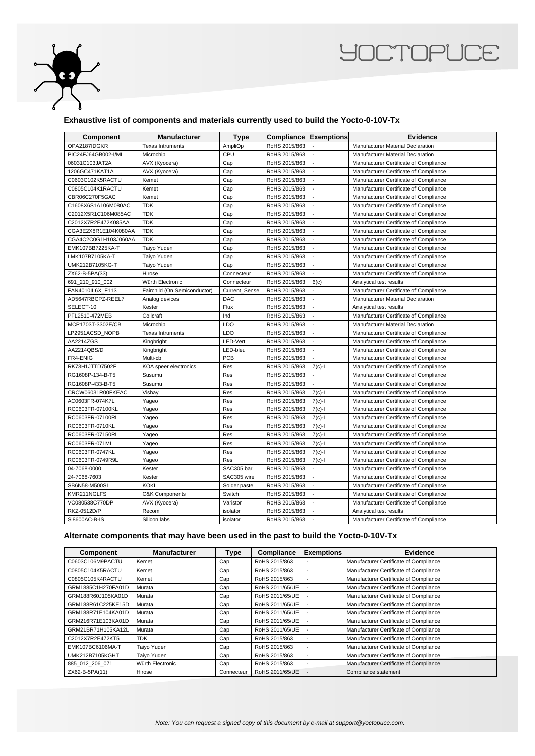## Exhaustive list of components and materials currently used to build the Yocto-0-10V-Tx

| Component | Manufacturer | Type | Compliance | Exemptions | Evidence |
|---|---|---|---|---|---|
| OPA2187IDGKR | Texas Intruments | AmpliOp | RoHS 2015/863 | - | Manufacturer Material Declaration |
| PIC24FJ64GB002-I/ML | Microchip | CPU | RoHS 2015/863 | - | Manufacturer Material Declaration |
| 06031C103JAT2A | AVX (Kyocera) | Cap | RoHS 2015/863 | - | Manufacturer Certificate of Compliance |
| 1206GC471KAT1A | AVX (Kyocera) | Cap | RoHS 2015/863 | - | Manufacturer Certificate of Compliance |
| C0603C102K5RACTU | Kemet | Cap | RoHS 2015/863 | - | Manufacturer Certificate of Compliance |
| C0805C104K1RACTU | Kemet | Cap | RoHS 2015/863 | - | Manufacturer Certificate of Compliance |
| CBR06C270F5GAC | Kemet | Cap | RoHS 2015/863 | - | Manufacturer Certificate of Compliance |
| C1608X6S1A106M080AC | TDK | Cap | RoHS 2015/863 | - | Manufacturer Certificate of Compliance |
| C2012X5R1C106M085AC | TDK | Cap | RoHS 2015/863 | - | Manufacturer Certificate of Compliance |
| C2012X7R2E472K085AA | TDK | Cap | RoHS 2015/863 | - | Manufacturer Certificate of Compliance |
| CGA3E2X8R1E104K080AA | TDK | Cap | RoHS 2015/863 | - | Manufacturer Certificate of Compliance |
| CGA4C2C0G1H103J060AA | TDK | Cap | RoHS 2015/863 | - | Manufacturer Certificate of Compliance |
| EMK107BB7225KA-T | Taiyo Yuden | Cap | RoHS 2015/863 | - | Manufacturer Certificate of Compliance |
| LMK107B7105KA-T | Taiyo Yuden | Cap | RoHS 2015/863 | - | Manufacturer Certificate of Compliance |
| UMK212B7105KG-T | Taiyo Yuden | Cap | RoHS 2015/863 | - | Manufacturer Certificate of Compliance |
| ZX62-B-5PA(33) | Hirose | Connecteur | RoHS 2015/863 | - | Manufacturer Certificate of Compliance |
| 691_210_910_002 | Würth Electronic | Connecteur | RoHS 2015/863 | 6(c) | Analytical test results |
| FAN4010IL6X_F113 | Fairchild (On Semiconductor) | Current_Sense | RoHS 2015/863 | - | Manufacturer Certificate of Compliance |
| AD5647RBCPZ-REEL7 | Analog devices | DAC | RoHS 2015/863 | - | Manufacturer Material Declaration |
| SELECT-10 | Kester | Flux | RoHS 2015/863 | - | Analytical test results |
| PFL2510-472MEB | Coilcraft | Ind | RoHS 2015/863 | - | Manufacturer Certificate of Compliance |
| MCP1703T-3302E/CB | Microchip | LDO | RoHS 2015/863 | - | Manufacturer Material Declaration |
| LP2951ACSD_NOPB | Texas Intruments | LDO | RoHS 2015/863 | - | Manufacturer Certificate of Compliance |
| AA2214ZGS | Kingbright | LED-Vert | RoHS 2015/863 | - | Manufacturer Certificate of Compliance |
| AA2214QBS/D | Kingbright | LED-bleu | RoHS 2015/863 | - | Manufacturer Certificate of Compliance |
| FR4-ENIG | Multi-cb | PCB | RoHS 2015/863 | - | Manufacturer Certificate of Compliance |
| RK73H1JTTD7502F | KOA speer electronics | Res | RoHS 2015/863 | 7(c)-I | Manufacturer Certificate of Compliance |
| RG1608P-134-B-T5 | Susumu | Res | RoHS 2015/863 | - | Manufacturer Certificate of Compliance |
| RG1608P-433-B-T5 | Susumu | Res | RoHS 2015/863 | - | Manufacturer Certificate of Compliance |
| CRCW06031R00FKEAC | Vishay | Res | RoHS 2015/863 | 7(c)-I | Manufacturer Certificate of Compliance |
| AC0603FR-074K7L | Yageo | Res | RoHS 2015/863 | 7(c)-I | Manufacturer Certificate of Compliance |
| RC0603FR-07100KL | Yageo | Res | RoHS 2015/863 | 7(c)-I | Manufacturer Certificate of Compliance |
| RC0603FR-07100RL | Yageo | Res | RoHS 2015/863 | 7(c)-I | Manufacturer Certificate of Compliance |
| RC0603FR-0710KL | Yageo | Res | RoHS 2015/863 | 7(c)-I | Manufacturer Certificate of Compliance |
| RC0603FR-07150RL | Yageo | Res | RoHS 2015/863 | 7(c)-I | Manufacturer Certificate of Compliance |
| RC0603FR-071ML | Yageo | Res | RoHS 2015/863 | 7(c)-I | Manufacturer Certificate of Compliance |
| RC0603FR-0747KL | Yageo | Res | RoHS 2015/863 | 7(c)-I | Manufacturer Certificate of Compliance |
| RC0603FR-0749R9L | Yageo | Res | RoHS 2015/863 | 7(c)-I | Manufacturer Certificate of Compliance |
| 04-7068-0000 | Kester | SAC305 bar | RoHS 2015/863 | - | Manufacturer Certificate of Compliance |
| 24-7068-7603 | Kester | SAC305 wire | RoHS 2015/863 | - | Manufacturer Certificate of Compliance |
| SB6N58-M500SI | KOKI | Solder paste | RoHS 2015/863 | - | Manufacturer Certificate of Compliance |
| KMR211NGLFS | C&K Components | Switch | RoHS 2015/863 | - | Manufacturer Certificate of Compliance |
| VC080538C770DP | AVX (Kyocera) | Varistor | RoHS 2015/863 | - | Manufacturer Certificate of Compliance |
| RKZ-0512D/P | Recom | isolator | RoHS 2015/863 | - | Analytical test results |
| Si8600AC-B-IS | Silicon labs | isolator | RoHS 2015/863 | - | Manufacturer Certificate of Compliance |

## Alternate components that may have been used in the past to build the Yocto-0-10V-Tx

| Component | Manufacturer | Type | Compliance | Exemptions | Evidence |
|---|---|---|---|---|---|
| C0603C106M9PACTU | Kemet | Cap | RoHS 2015/863 | - | Manufacturer Certificate of Compliance |
| C0805C104K5RACTU | Kemet | Cap | RoHS 2015/863 | - | Manufacturer Certificate of Compliance |
| C0805C105K4RACTU | Kemet | Cap | RoHS 2015/863 | - | Manufacturer Certificate of Compliance |
| GRM1885C1H270FA01D | Murata | Cap | RoHS 2011/65/UE | - | Manufacturer Certificate of Compliance |
| GRM188R60J105KA01D | Murata | Cap | RoHS 2011/65/UE | - | Manufacturer Certificate of Compliance |
| GRM188R61C225KE15D | Murata | Cap | RoHS 2011/65/UE | - | Manufacturer Certificate of Compliance |
| GRM188R71E104KA01D | Murata | Cap | RoHS 2011/65/UE | - | Manufacturer Certificate of Compliance |
| GRM216R71E103KA01D | Murata | Cap | RoHS 2011/65/UE | - | Manufacturer Certificate of Compliance |
| GRM21BR71H105KA12L | Murata | Cap | RoHS 2011/65/UE | - | Manufacturer Certificate of Compliance |
| C2012X7R2E472KT5 | TDK | Cap | RoHS 2015/863 | - | Manufacturer Certificate of Compliance |
| EMK107BC6106MA-T | Taiyo Yuden | Cap | RoHS 2015/863 | - | Manufacturer Certificate of Compliance |
| UMK212B7105KGHT | Taiyo Yuden | Cap | RoHS 2015/863 | - | Manufacturer Certificate of Compliance |
| 885_012_206_071 | Würth Electronic | Cap | RoHS 2015/863 | - | Manufacturer Certificate of Compliance |
| ZX62-B-5PA(11) | Hirose | Connecteur | RoHS 2011/65/UE | - | Compliance statement |

*Note: You can request a signed copy of this document by e-mail at support@yoctopuce.com.*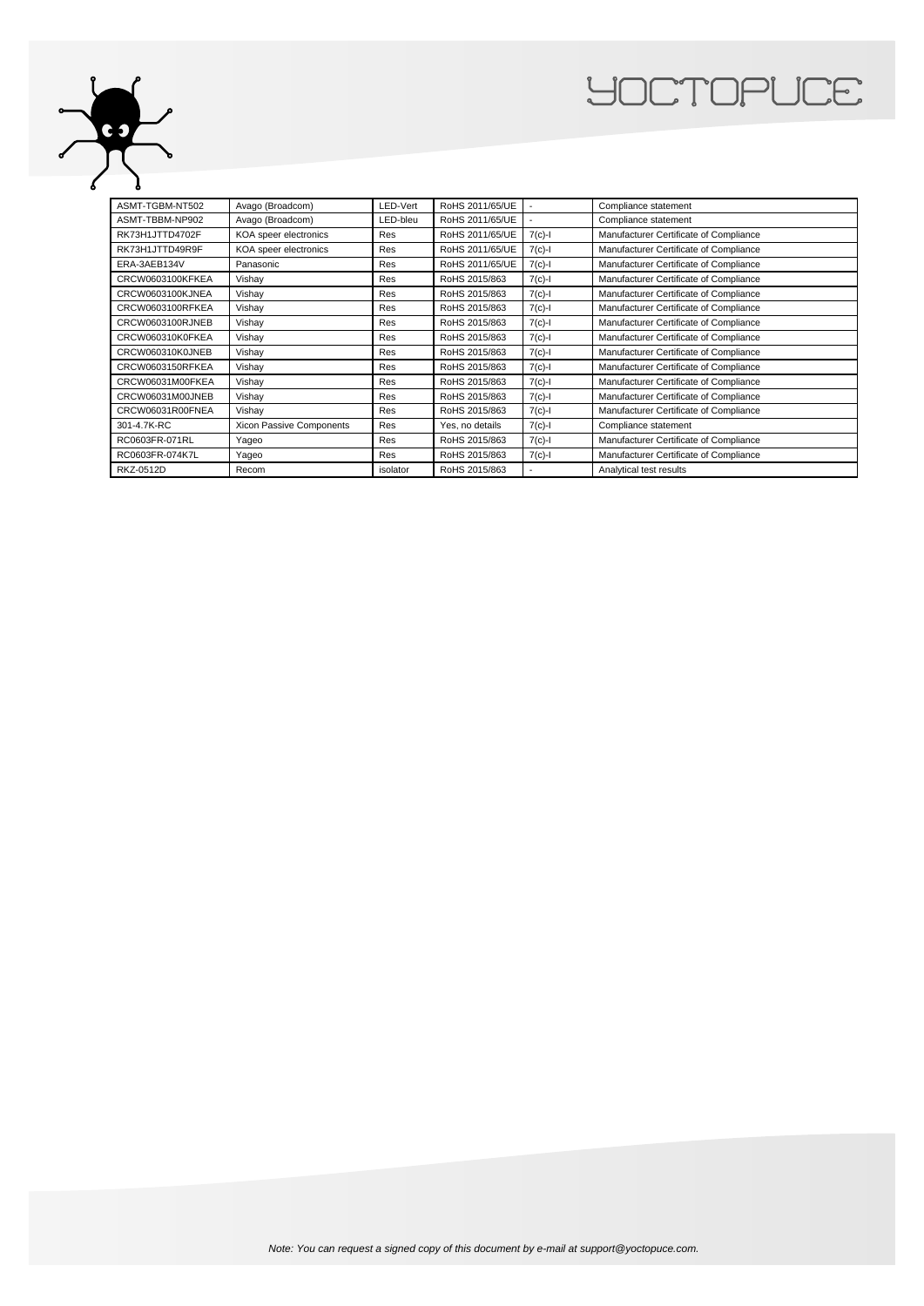| | | | | | |
|---|---|---|---|---|---|
| ASMT-TGBM-NT502 | Avago (Broadcom) | LED-Vert | RoHS 2011/65/UE | - | Compliance statement |
| ASMT-TBBM-NP902 | Avago (Broadcom) | LED-bleu | RoHS 2011/65/UE | - | Compliance statement |
| RK73H1JTTD4702F | KOA speer electronics | Res | RoHS 2011/65/UE | 7(c)-I | Manufacturer Certificate of Compliance |
| RK73H1JTTD49R9F | KOA speer electronics | Res | RoHS 2011/65/UE | 7(c)-I | Manufacturer Certificate of Compliance |
| ERA-3AEB134V | Panasonic | Res | RoHS 2011/65/UE | 7(c)-I | Manufacturer Certificate of Compliance |
| CRCW0603100KFKEA | Vishay | Res | RoHS 2015/863 | 7(c)-I | Manufacturer Certificate of Compliance |
| CRCW0603100KJNEA | Vishay | Res | RoHS 2015/863 | 7(c)-I | Manufacturer Certificate of Compliance |
| CRCW0603100RFKEA | Vishay | Res | RoHS 2015/863 | 7(c)-I | Manufacturer Certificate of Compliance |
| CRCW0603100RJNEB | Vishay | Res | RoHS 2015/863 | 7(c)-I | Manufacturer Certificate of Compliance |
| CRCW060310K0FKEA | Vishay | Res | RoHS 2015/863 | 7(c)-I | Manufacturer Certificate of Compliance |
| CRCW060310K0JNEB | Vishay | Res | RoHS 2015/863 | 7(c)-I | Manufacturer Certificate of Compliance |
| CRCW0603150RFKEA | Vishay | Res | RoHS 2015/863 | 7(c)-I | Manufacturer Certificate of Compliance |
| CRCW06031M00FKEA | Vishay | Res | RoHS 2015/863 | 7(c)-I | Manufacturer Certificate of Compliance |
| CRCW06031M00JNEB | Vishay | Res | RoHS 2015/863 | 7(c)-I | Manufacturer Certificate of Compliance |
| CRCW06031R00FNEA | Vishay | Res | RoHS 2015/863 | 7(c)-I | Manufacturer Certificate of Compliance |
| 301-4.7K-RC | Xicon Passive Components | Res | Yes, no details | 7(c)-I | Compliance statement |
| RC0603FR-071RL | Yageo | Res | RoHS 2015/863 | 7(c)-I | Manufacturer Certificate of Compliance |
| RC0603FR-074K7L | Yageo | Res | RoHS 2015/863 | 7(c)-I | Manufacturer Certificate of Compliance |
| RKZ-0512D | Recom | isolator | RoHS 2015/863 | - | Analytical test results |

*Note: You can request a signed copy of this document by e-mail at support@yoctopuce.com.*